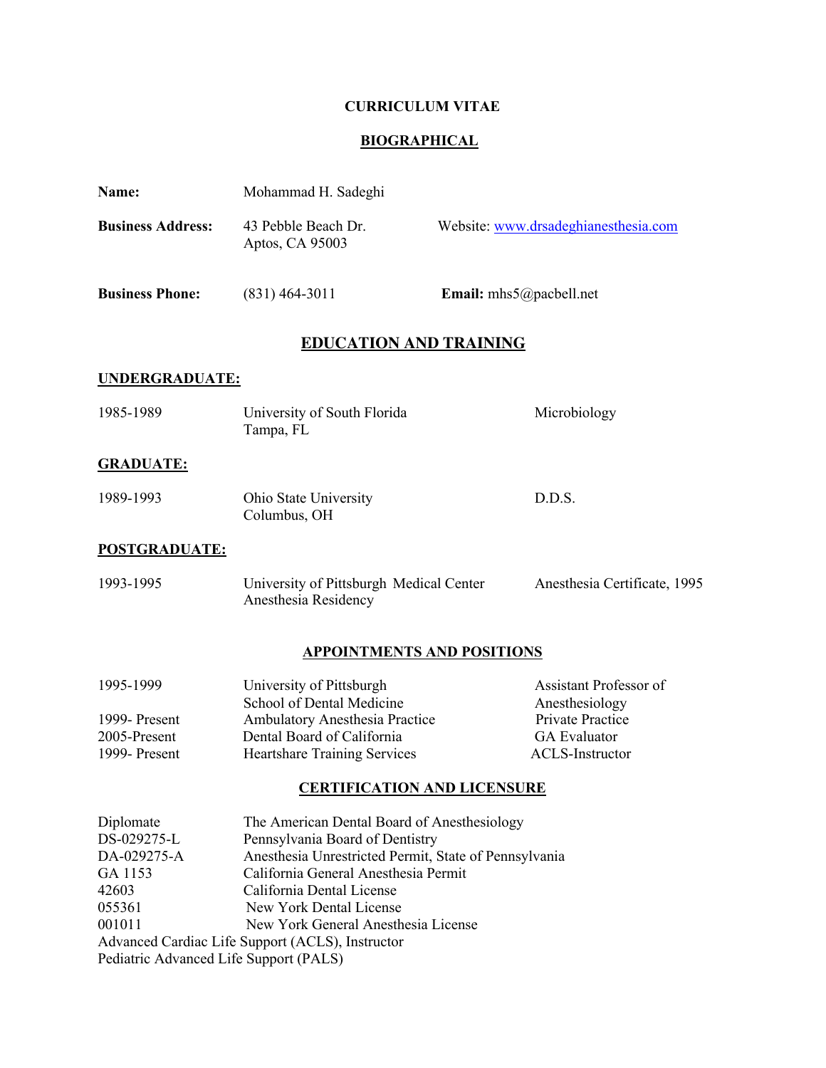# CURRICULUM VITAE

## BIOGRAPHICAL

**Name:** Mohammad H. Sadeghi

**Business Address:** 43 Pebble Beach Dr.
Aptos, CA 95003

Website: www.drsadeghianesthesia.com

**Business Phone:** (831) 464-3011

**Email:** mhs5@pacbell.net

## EDUCATION AND TRAINING

### UNDERGRADUATE:

| | | |
|---|---|---|
| 1985-1989 | University of South Florida<br>Tampa, FL | Microbiology |

### GRADUATE:

| | | |
|---|---|---|
| 1989-1993 | Ohio State University<br>Columbus, OH | D.D.S. |

### POSTGRADUATE:

| | | |
|---|---|---|
| 1993-1995 | University of Pittsburgh Medical Center<br>Anesthesia Residency | Anesthesia Certificate, 1995 |

## APPOINTMENTS AND POSITIONS

| | | |
|---|---|---|
| 1995-1999 | University of Pittsburgh<br>School of Dental Medicine | Assistant Professor of<br>Anesthesiology |
| 1999- Present | Ambulatory Anesthesia Practice | Private Practice |
| 2005-Present | Dental Board of California | GA Evaluator |
| 1999- Present | Heartshare Training Services | ACLS-Instructor |

## CERTIFICATION AND LICENSURE

| | |
|---|---|
| Diplomate | The American Dental Board of Anesthesiology |
| DS-029275-L | Pennsylvania Board of Dentistry |
| DA-029275-A | Anesthesia Unrestricted Permit, State of Pennsylvania |
| GA 1153 | California General Anesthesia Permit |
| 42603 | California Dental License |
| 055361 | New York Dental License |
| 001011 | New York General Anesthesia License |

Advanced Cardiac Life Support (ACLS), Instructor
Pediatric Advanced Life Support (PALS)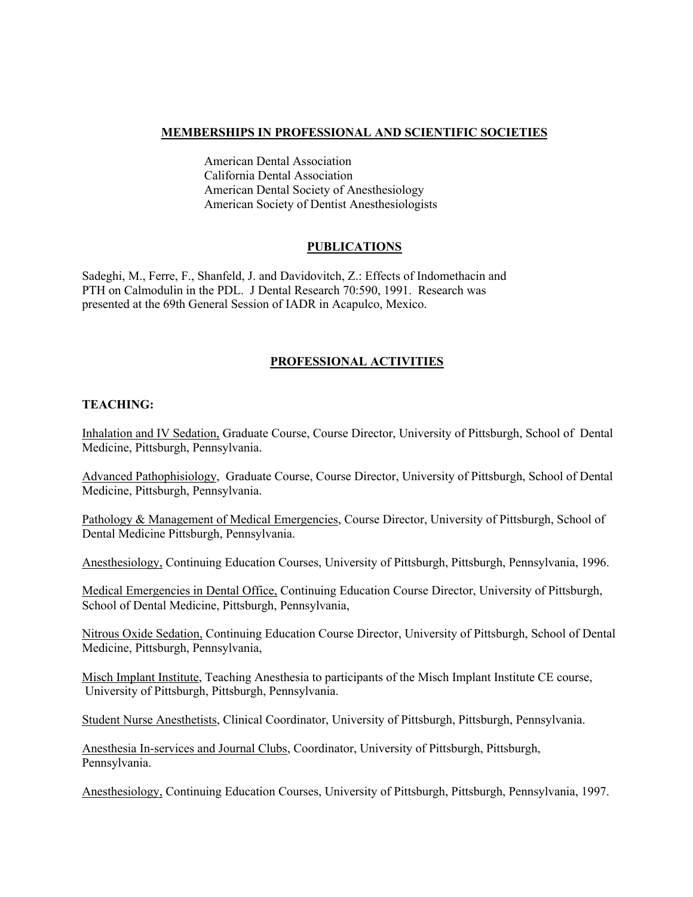## MEMBERSHIPS IN PROFESSIONAL AND SCIENTIFIC SOCIETIES

American Dental Association
California Dental Association
American Dental Society of Anesthesiology
American Society of Dentist Anesthesiologists

## PUBLICATIONS

Sadeghi, M., Ferre, F., Shanfeld, J. and Davidovitch, Z.: Effects of Indomethacin and PTH on Calmodulin in the PDL. J Dental Research 70:590, 1991. Research was presented at the 69th General Session of IADR in Acapulco, Mexico.

## PROFESSIONAL ACTIVITIES

### TEACHING:

Inhalation and IV Sedation, Graduate Course, Course Director, University of Pittsburgh, School of Dental Medicine, Pittsburgh, Pennsylvania.

Advanced Pathophisiology, Graduate Course, Course Director, University of Pittsburgh, School of Dental Medicine, Pittsburgh, Pennsylvania.

Pathology & Management of Medical Emergencies, Course Director, University of Pittsburgh, School of Dental Medicine Pittsburgh, Pennsylvania.

Anesthesiology, Continuing Education Courses, University of Pittsburgh, Pittsburgh, Pennsylvania, 1996.

Medical Emergencies in Dental Office, Continuing Education Course Director, University of Pittsburgh, School of Dental Medicine, Pittsburgh, Pennsylvania,

Nitrous Oxide Sedation, Continuing Education Course Director, University of Pittsburgh, School of Dental Medicine, Pittsburgh, Pennsylvania,

Misch Implant Institute, Teaching Anesthesia to participants of the Misch Implant Institute CE course, University of Pittsburgh, Pittsburgh, Pennsylvania.

Student Nurse Anesthetists, Clinical Coordinator, University of Pittsburgh, Pittsburgh, Pennsylvania.

Anesthesia In-services and Journal Clubs, Coordinator, University of Pittsburgh, Pittsburgh, Pennsylvania.

Anesthesiology, Continuing Education Courses, University of Pittsburgh, Pittsburgh, Pennsylvania, 1997.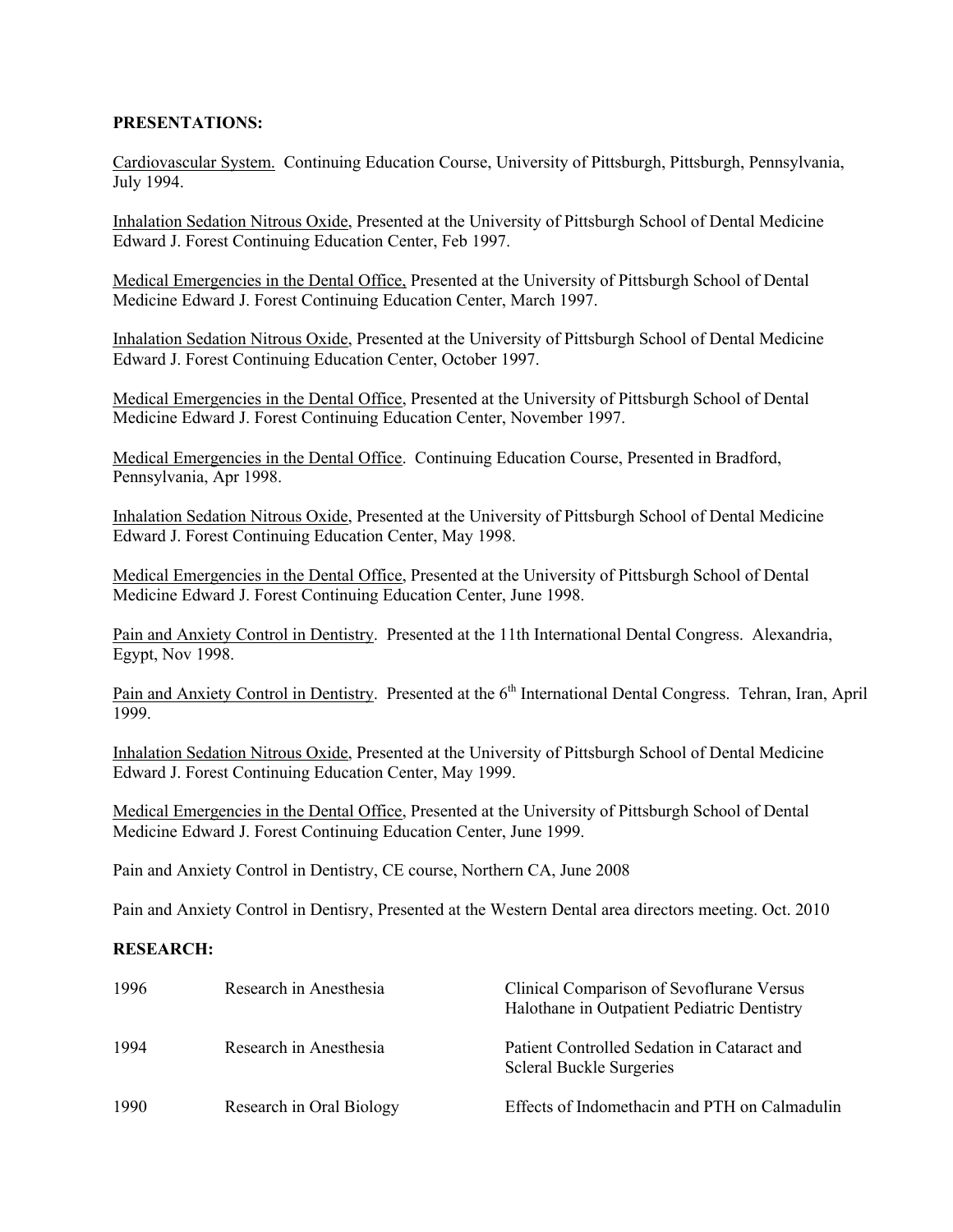**PRESENTATIONS:**

Cardiovascular System. Continuing Education Course, University of Pittsburgh, Pittsburgh, Pennsylvania, July 1994.

Inhalation Sedation Nitrous Oxide, Presented at the University of Pittsburgh School of Dental Medicine Edward J. Forest Continuing Education Center, Feb 1997.

Medical Emergencies in the Dental Office, Presented at the University of Pittsburgh School of Dental Medicine Edward J. Forest Continuing Education Center, March 1997.

Inhalation Sedation Nitrous Oxide, Presented at the University of Pittsburgh School of Dental Medicine Edward J. Forest Continuing Education Center, October 1997.

Medical Emergencies in the Dental Office, Presented at the University of Pittsburgh School of Dental Medicine Edward J. Forest Continuing Education Center, November 1997.

Medical Emergencies in the Dental Office. Continuing Education Course, Presented in Bradford, Pennsylvania, Apr 1998.

Inhalation Sedation Nitrous Oxide, Presented at the University of Pittsburgh School of Dental Medicine Edward J. Forest Continuing Education Center, May 1998.

Medical Emergencies in the Dental Office, Presented at the University of Pittsburgh School of Dental Medicine Edward J. Forest Continuing Education Center, June 1998.

Pain and Anxiety Control in Dentistry. Presented at the 11th International Dental Congress. Alexandria, Egypt, Nov 1998.

Pain and Anxiety Control in Dentistry. Presented at the 6th International Dental Congress. Tehran, Iran, April 1999.

Inhalation Sedation Nitrous Oxide, Presented at the University of Pittsburgh School of Dental Medicine Edward J. Forest Continuing Education Center, May 1999.

Medical Emergencies in the Dental Office, Presented at the University of Pittsburgh School of Dental Medicine Edward J. Forest Continuing Education Center, June 1999.

Pain and Anxiety Control in Dentistry, CE course, Northern CA, June 2008

Pain and Anxiety Control in Dentisry, Presented at the Western Dental area directors meeting. Oct. 2010

**RESEARCH:**

| | | |
|---|---|---|
| 1996 | Research in Anesthesia | Clinical Comparison of Sevoflurane Versus Halothane in Outpatient Pediatric Dentistry |
| 1994 | Research in Anesthesia | Patient Controlled Sedation in Cataract and Scleral Buckle Surgeries |
| 1990 | Research in Oral Biology | Effects of Indomethacin and PTH on Calmadulin |